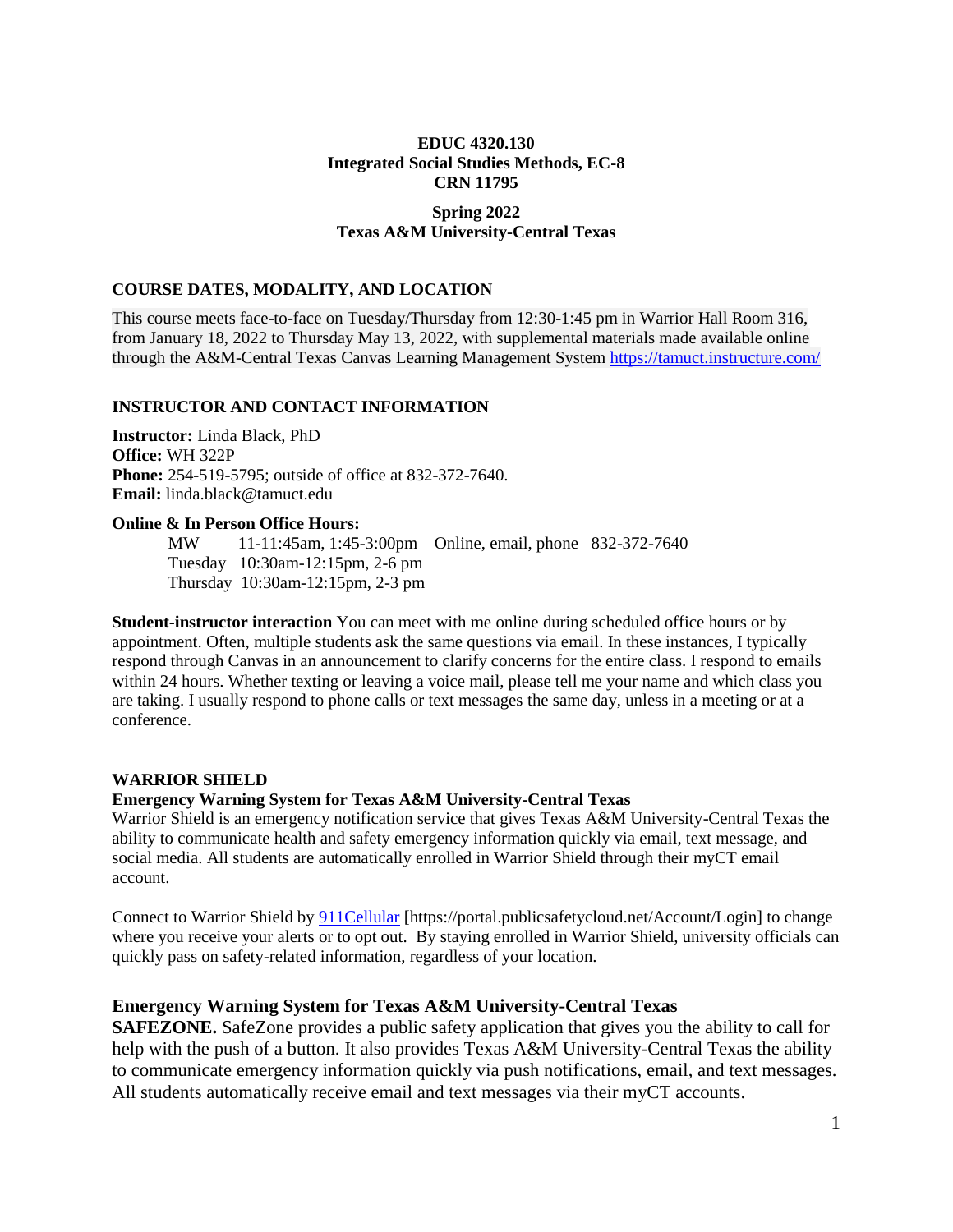**EDUC 4320.130**
**Integrated Social Studies Methods, EC-8**
**CRN 11795**

**Spring 2022**
**Texas A&M University-Central Texas**

## COURSE DATES, MODALITY, AND LOCATION

This course meets face-to-face on Tuesday/Thursday from 12:30-1:45 pm in Warrior Hall Room 316, from January 18, 2022 to Thursday May 13, 2022, with supplemental materials made available online through the A&M-Central Texas Canvas Learning Management System https://tamuct.instructure.com/

## INSTRUCTOR AND CONTACT INFORMATION

**Instructor:** Linda Black, PhD
**Office:** WH 322P
**Phone:** 254-519-5795; outside of office at 832-372-7640.
**Email:** linda.black@tamuct.edu

**Online & In Person Office Hours:**

MW 11-11:45am, 1:45-3:00pm Online, email, phone 832-372-7640
Tuesday 10:30am-12:15pm, 2-6 pm
Thursday 10:30am-12:15pm, 2-3 pm

**Student-instructor interaction** You can meet with me online during scheduled office hours or by appointment. Often, multiple students ask the same questions via email. In these instances, I typically respond through Canvas in an announcement to clarify concerns for the entire class. I respond to emails within 24 hours. Whether texting or leaving a voice mail, please tell me your name and which class you are taking. I usually respond to phone calls or text messages the same day, unless in a meeting or at a conference.

## WARRIOR SHIELD

**Emergency Warning System for Texas A&M University-Central Texas**

Warrior Shield is an emergency notification service that gives Texas A&M University-Central Texas the ability to communicate health and safety emergency information quickly via email, text message, and social media. All students are automatically enrolled in Warrior Shield through their myCT email account.

Connect to Warrior Shield by 911Cellular [https://portal.publicsafetycloud.net/Account/Login] to change where you receive your alerts or to opt out. By staying enrolled in Warrior Shield, university officials can quickly pass on safety-related information, regardless of your location.

### Emergency Warning System for Texas A&M University-Central Texas

**SAFEZONE.** SafeZone provides a public safety application that gives you the ability to call for help with the push of a button. It also provides Texas A&M University-Central Texas the ability to communicate emergency information quickly via push notifications, email, and text messages. All students automatically receive email and text messages via their myCT accounts.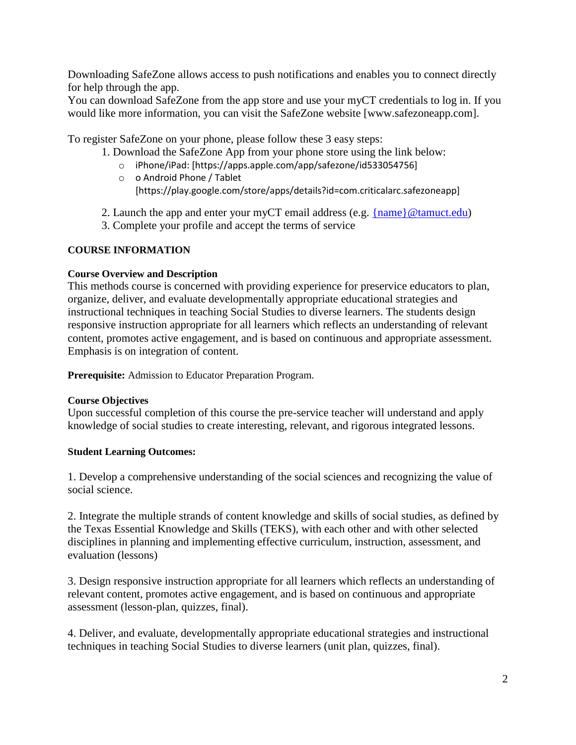Downloading SafeZone allows access to push notifications and enables you to connect directly for help through the app.
You can download SafeZone from the app store and use your myCT credentials to log in. If you would like more information, you can visit the SafeZone website [www.safezoneapp.com].

To register SafeZone on your phone, please follow these 3 easy steps:

1. Download the SafeZone App from your phone store using the link below:
   - iPhone/iPad: [https://apps.apple.com/app/safezone/id533054756]
   - o Android Phone / Tablet [https://play.google.com/store/apps/details?id=com.criticalarc.safezoneapp]
2. Launch the app and enter your myCT email address (e.g. {name}@tamuct.edu)
3. Complete your profile and accept the terms of service

## COURSE INFORMATION

### Course Overview and Description

This methods course is concerned with providing experience for preservice educators to plan, organize, deliver, and evaluate developmentally appropriate educational strategies and instructional techniques in teaching Social Studies to diverse learners. The students design responsive instruction appropriate for all learners which reflects an understanding of relevant content, promotes active engagement, and is based on continuous and appropriate assessment. Emphasis is on integration of content.

**Prerequisite:** Admission to Educator Preparation Program.

### Course Objectives

Upon successful completion of this course the pre-service teacher will understand and apply knowledge of social studies to create interesting, relevant, and rigorous integrated lessons.

### Student Learning Outcomes:

1. Develop a comprehensive understanding of the social sciences and recognizing the value of social science.

2. Integrate the multiple strands of content knowledge and skills of social studies, as defined by the Texas Essential Knowledge and Skills (TEKS), with each other and with other selected disciplines in planning and implementing effective curriculum, instruction, assessment, and evaluation (lessons)

3. Design responsive instruction appropriate for all learners which reflects an understanding of relevant content, promotes active engagement, and is based on continuous and appropriate assessment (lesson-plan, quizzes, final).

4. Deliver, and evaluate, developmentally appropriate educational strategies and instructional techniques in teaching Social Studies to diverse learners (unit plan, quizzes, final).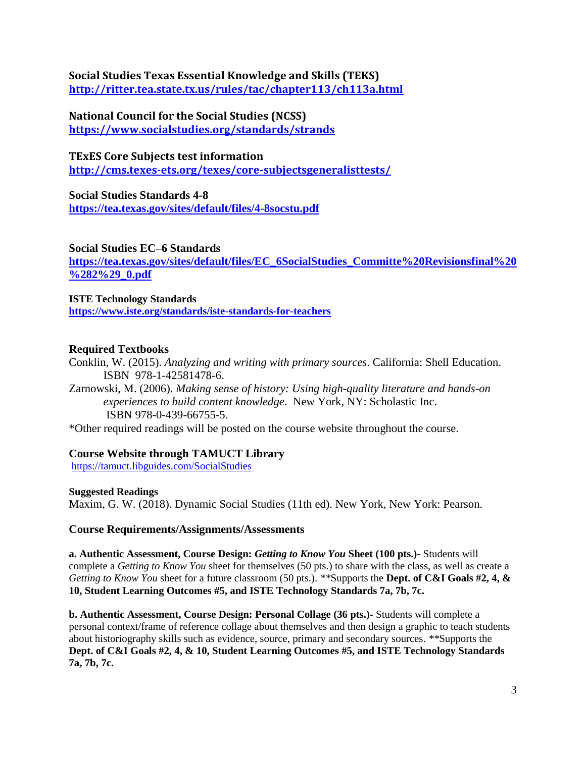**Social Studies Texas Essential Knowledge and Skills (TEKS)**
**http://ritter.tea.state.tx.us/rules/tac/chapter113/ch113a.html**

**National Council for the Social Studies (NCSS)**
**https://www.socialstudies.org/standards/strands**

**TExES Core Subjects test information**
**http://cms.texes-ets.org/texes/core-subjectsgeneralisttests/**

**Social Studies Standards 4-8**
**https://tea.texas.gov/sites/default/files/4-8socstu.pdf**

**Social Studies EC–6 Standards**
**https://tea.texas.gov/sites/default/files/EC_6SocialStudies_Committe%20Revisionsfinal%20%282%29_0.pdf**

**ISTE Technology Standards**
**https://www.iste.org/standards/iste-standards-for-teachers**

### Required Textbooks

Conklin, W. (2015). *Analyzing and writing with primary sources*. California: Shell Education. ISBN 978-1-42581478-6.

Zarnowski, M. (2006). *Making sense of history: Using high-quality literature and hands-on experiences to build content knowledge*. New York, NY: Scholastic Inc. ISBN 978-0-439-66755-5.

*Other required readings will be posted on the course website throughout the course.

### Course Website through TAMUCT Library

https://tamuct.libguides.com/SocialStudies

**Suggested Readings**

Maxim, G. W. (2018). Dynamic Social Studies (11th ed). New York, New York: Pearson.

### Course Requirements/Assignments/Assessments

**a. Authentic Assessment, Course Design: *Getting to Know You* Sheet (100 pts.)-** Students will complete a *Getting to Know You* sheet for themselves (50 pts.) to share with the class, as well as create a *Getting to Know You* sheet for a future classroom (50 pts.). **Supports the **Dept. of C&I Goals #2, 4, & 10, Student Learning Outcomes #5, and ISTE Technology Standards 7a, 7b, 7c.**

**b. Authentic Assessment, Course Design: Personal Collage (36 pts.)-** Students will complete a personal context/frame of reference collage about themselves and then design a graphic to teach students about historiography skills such as evidence, source, primary and secondary sources. **Supports the **Dept. of C&I Goals #2, 4, & 10, Student Learning Outcomes #5, and ISTE Technology Standards 7a, 7b, 7c.**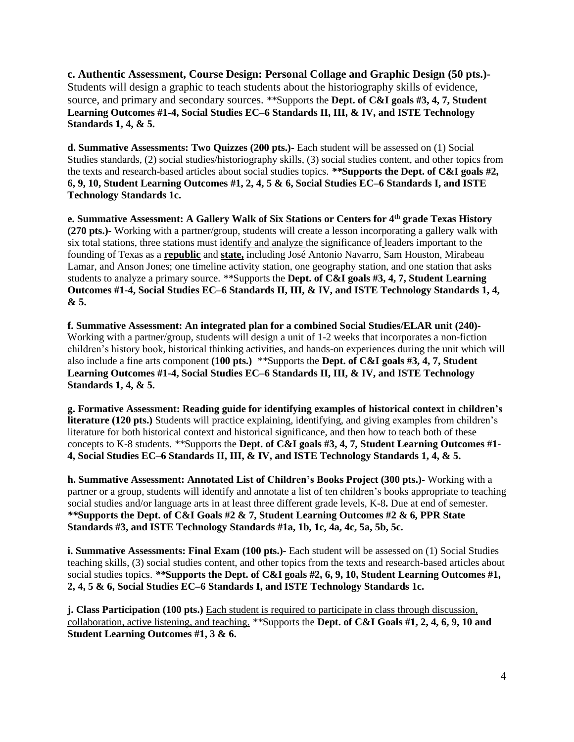**c. Authentic Assessment, Course Design: Personal Collage and Graphic Design (50 pts.)-** Students will design a graphic to teach students about the historiography skills of evidence, source, and primary and secondary sources. **Supports the **Dept. of C&I goals #3, 4, 7, Student Learning Outcomes #1-4, Social Studies EC–6 Standards II, III, & IV, and ISTE Technology Standards 1, 4, & 5.**

**d. Summative Assessments: Two Quizzes (200 pts.)-** Each student will be assessed on (1) Social Studies standards, (2) social studies/historiography skills, (3) social studies content, and other topics from the texts and research-based articles about social studies topics. **\*\*Supports the Dept. of C&I goals #2, 6, 9, 10, Student Learning Outcomes #1, 2, 4, 5 & 6, Social Studies EC–6 Standards I, and ISTE Technology Standards 1c.**

**e. Summative Assessment: A Gallery Walk of Six Stations or Centers for 4th grade Texas History (270 pts.)-** Working with a partner/group, students will create a lesson incorporating a gallery walk with six total stations, three stations must identify and analyze the significance of leaders important to the founding of Texas as a **republic** and **state,** including José Antonio Navarro, Sam Houston, Mirabeau Lamar, and Anson Jones; one timeline activity station, one geography station, and one station that asks students to analyze a primary source. **Supports the **Dept. of C&I goals #3, 4, 7, Student Learning Outcomes #1-4, Social Studies EC–6 Standards II, III, & IV, and ISTE Technology Standards 1, 4, & 5.**

**f. Summative Assessment: An integrated plan for a combined Social Studies/ELAR unit (240)-** Working with a partner/group, students will design a unit of 1-2 weeks that incorporates a non-fiction children's history book, historical thinking activities, and hands-on experiences during the unit which will also include a fine arts component **(100 pts.)** **Supports the **Dept. of C&I goals #3, 4, 7, Student Learning Outcomes #1-4, Social Studies EC–6 Standards II, III, & IV, and ISTE Technology Standards 1, 4, & 5.**

**g. Formative Assessment: Reading guide for identifying examples of historical context in children's literature (120 pts.)** Students will practice explaining, identifying, and giving examples from children's literature for both historical context and historical significance, and then how to teach both of these concepts to K-8 students. **Supports the **Dept. of C&I goals #3, 4, 7, Student Learning Outcomes #1-4, Social Studies EC–6 Standards II, III, & IV, and ISTE Technology Standards 1, 4, & 5.**

**h. Summative Assessment: Annotated List of Children's Books Project (300 pts.)-** Working with a partner or a group, students will identify and annotate a list of ten children's books appropriate to teaching social studies and/or language arts in at least three different grade levels, K-8**.** Due at end of semester. **\*\*Supports the Dept. of C&I Goals #2 & 7, Student Learning Outcomes #2 & 6, PPR State Standards #3, and ISTE Technology Standards #1a, 1b, 1c, 4a, 4c, 5a, 5b, 5c.**

**i. Summative Assessments: Final Exam (100 pts.)-** Each student will be assessed on (1) Social Studies teaching skills, (3) social studies content, and other topics from the texts and research-based articles about social studies topics. **\*\*Supports the Dept. of C&I goals #2, 6, 9, 10, Student Learning Outcomes #1, 2, 4, 5 & 6, Social Studies EC–6 Standards I, and ISTE Technology Standards 1c.**

**j. Class Participation (100 pts.)** Each student is required to participate in class through discussion, collaboration, active listening, and teaching. **Supports the **Dept. of C&I Goals #1, 2, 4, 6, 9, 10 and Student Learning Outcomes #1, 3 & 6.**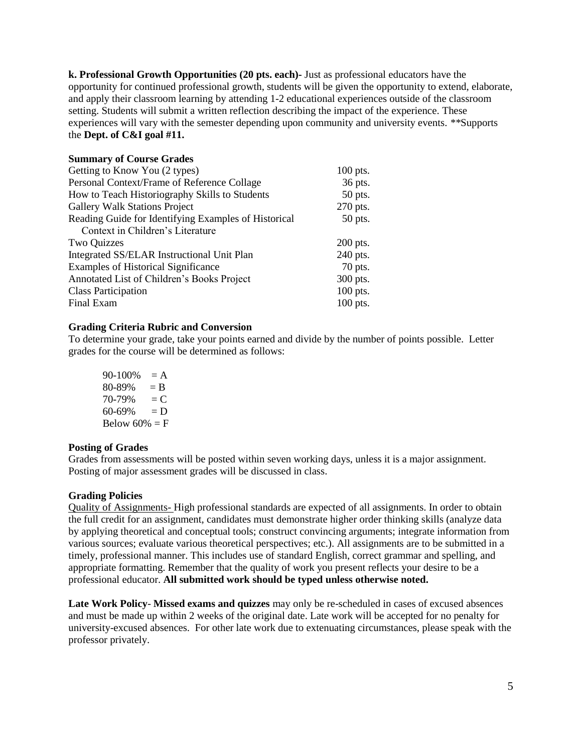**k. Professional Growth Opportunities (20 pts. each)-** Just as professional educators have the opportunity for continued professional growth, students will be given the opportunity to extend, elaborate, and apply their classroom learning by attending 1-2 educational experiences outside of the classroom setting. Students will submit a written reflection describing the impact of the experience. These experiences will vary with the semester depending upon community and university events. **Supports the **Dept. of C&I goal #11.**

### Summary of Course Grades

| | |
|---|---|
| Getting to Know You (2 types) | 100 pts. |
| Personal Context/Frame of Reference Collage | 36 pts. |
| How to Teach Historiography Skills to Students | 50 pts. |
| Gallery Walk Stations Project | 270 pts. |
| Reading Guide for Identifying Examples of Historical Context in Children's Literature | 50 pts. |
| Two Quizzes | 200 pts. |
| Integrated SS/ELAR Instructional Unit Plan | 240 pts. |
| Examples of Historical Significance | 70 pts. |
| Annotated List of Children's Books Project | 300 pts. |
| Class Participation | 100 pts. |
| Final Exam | 100 pts. |

### Grading Criteria Rubric and Conversion

To determine your grade, take your points earned and divide by the number of points possible. Letter grades for the course will be determined as follows:

90-100% = A
80-89% = B
70-79% = C
60-69% = D
Below 60% = F

### Posting of Grades

Grades from assessments will be posted within seven working days, unless it is a major assignment. Posting of major assessment grades will be discussed in class.

### Grading Policies

Quality of Assignments- High professional standards are expected of all assignments. In order to obtain the full credit for an assignment, candidates must demonstrate higher order thinking skills (analyze data by applying theoretical and conceptual tools; construct convincing arguments; integrate information from various sources; evaluate various theoretical perspectives; etc.). All assignments are to be submitted in a timely, professional manner. This includes use of standard English, correct grammar and spelling, and appropriate formatting. Remember that the quality of work you present reflects your desire to be a professional educator. **All submitted work should be typed unless otherwise noted.**

**Late Work Policy**- **Missed exams and quizzes** may only be re-scheduled in cases of excused absences and must be made up within 2 weeks of the original date. Late work will be accepted for no penalty for university-excused absences. For other late work due to extenuating circumstances, please speak with the professor privately.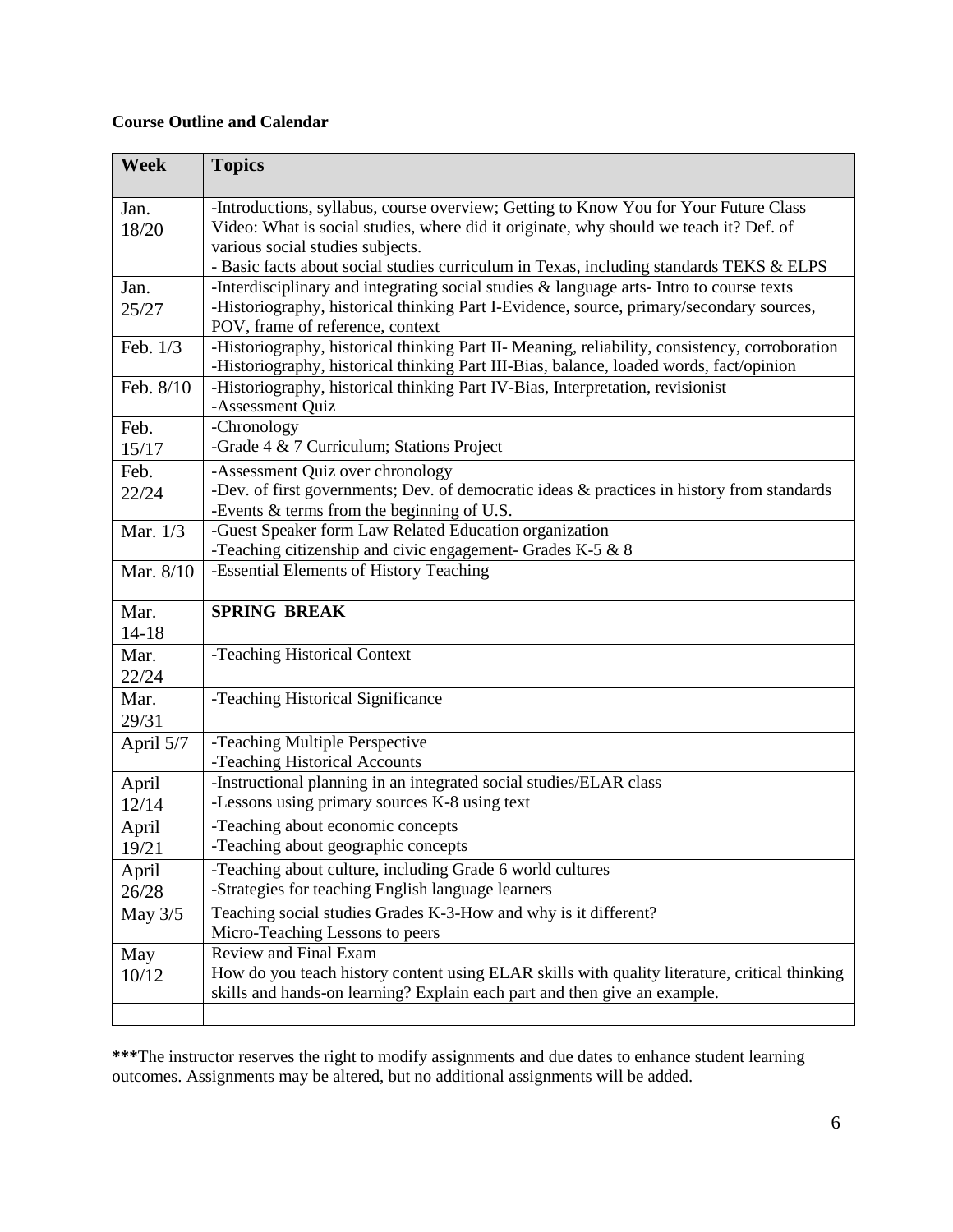**Course Outline and Calendar**

| Week | Topics |
| --- | --- |
| Jan. 18/20 | -Introductions, syllabus, course overview; Getting to Know You for Your Future Class<br>Video: What is social studies, where did it originate, why should we teach it? Def. of various social studies subjects.<br>- Basic facts about social studies curriculum in Texas, including standards TEKS & ELPS |
| Jan. 25/27 | -Interdisciplinary and integrating social studies & language arts- Intro to course texts<br>-Historiography, historical thinking Part I-Evidence, source, primary/secondary sources, POV, frame of reference, context |
| Feb. 1/3 | -Historiography, historical thinking Part II- Meaning, reliability, consistency, corroboration<br>-Historiography, historical thinking Part III-Bias, balance, loaded words, fact/opinion |
| Feb. 8/10 | -Historiography, historical thinking Part IV-Bias, Interpretation, revisionist<br>-Assessment Quiz |
| Feb. 15/17 | -Chronology<br>-Grade 4 & 7 Curriculum; Stations Project |
| Feb. 22/24 | -Assessment Quiz over chronology<br>-Dev. of first governments; Dev. of democratic ideas & practices in history from standards<br>-Events & terms from the beginning of U.S. |
| Mar. 1/3 | -Guest Speaker form Law Related Education organization<br>-Teaching citizenship and civic engagement- Grades K-5 & 8 |
| Mar. 8/10 | -Essential Elements of History Teaching |
| Mar. 14-18 | **SPRING BREAK** |
| Mar. 22/24 | -Teaching Historical Context |
| Mar. 29/31 | -Teaching Historical Significance |
| April 5/7 | -Teaching Multiple Perspective<br>-Teaching Historical Accounts |
| April 12/14 | -Instructional planning in an integrated social studies/ELAR class<br>-Lessons using primary sources K-8 using text |
| April 19/21 | -Teaching about economic concepts<br>-Teaching about geographic concepts |
| April 26/28 | -Teaching about culture, including Grade 6 world cultures<br>-Strategies for teaching English language learners |
| May 3/5 | Teaching social studies Grades K-3-How and why is it different?<br>Micro-Teaching Lessons to peers |
| May 10/12 | Review and Final Exam<br>How do you teach history content using ELAR skills with quality literature, critical thinking skills and hands-on learning? Explain each part and then give an example. |
| | |

**\*\*\***The instructor reserves the right to modify assignments and due dates to enhance student learning outcomes. Assignments may be altered, but no additional assignments will be added.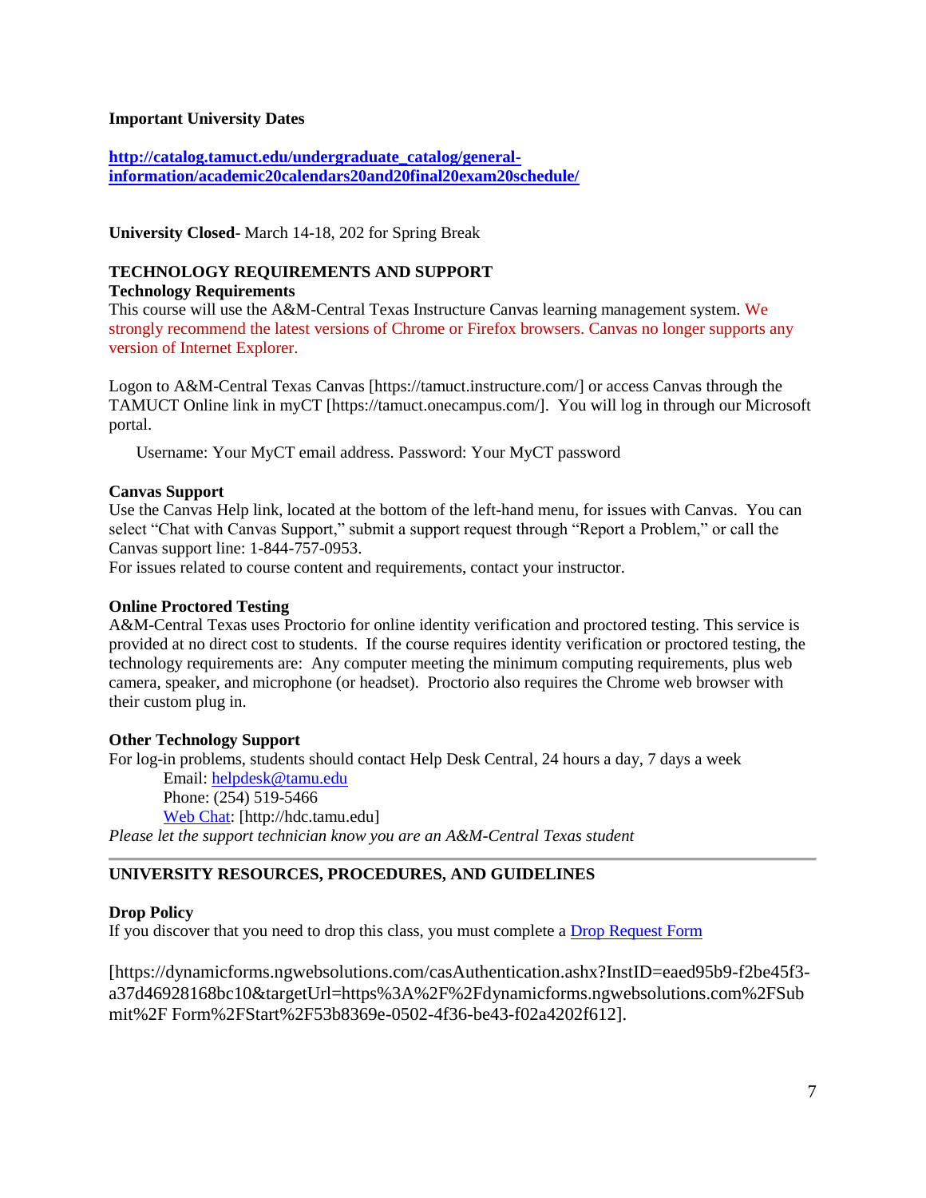**Important University Dates**

**http://catalog.tamuct.edu/undergraduate_catalog/general-information/academic20calendars20and20final20exam20schedule/**

**University Closed**- March 14-18, 202 for Spring Break

## TECHNOLOGY REQUIREMENTS AND SUPPORT

**Technology Requirements**

This course will use the A&M-Central Texas Instructure Canvas learning management system. We strongly recommend the latest versions of Chrome or Firefox browsers. Canvas no longer supports any version of Internet Explorer.

Logon to A&M-Central Texas Canvas [https://tamuct.instructure.com/] or access Canvas through the TAMUCT Online link in myCT [https://tamuct.onecampus.com/]. You will log in through our Microsoft portal.

Username: Your MyCT email address. Password: Your MyCT password

**Canvas Support**

Use the Canvas Help link, located at the bottom of the left-hand menu, for issues with Canvas. You can select "Chat with Canvas Support," submit a support request through "Report a Problem," or call the Canvas support line: 1-844-757-0953.

For issues related to course content and requirements, contact your instructor.

**Online Proctored Testing**

A&M-Central Texas uses Proctorio for online identity verification and proctored testing. This service is provided at no direct cost to students. If the course requires identity verification or proctored testing, the technology requirements are: Any computer meeting the minimum computing requirements, plus web camera, speaker, and microphone (or headset). Proctorio also requires the Chrome web browser with their custom plug in.

**Other Technology Support**

For log-in problems, students should contact Help Desk Central, 24 hours a day, 7 days a week

Email: helpdesk@tamu.edu
Phone: (254) 519-5466
Web Chat: [http://hdc.tamu.edu]

*Please let the support technician know you are an A&M-Central Texas student*

---

## UNIVERSITY RESOURCES, PROCEDURES, AND GUIDELINES

**Drop Policy**

If you discover that you need to drop this class, you must complete a Drop Request Form

[https://dynamicforms.ngwebsolutions.com/casAuthentication.ashx?InstID=eaed95b9-f2be45f3-a37d46928168bc10&targetUrl=https%3A%2F%2Fdynamicforms.ngwebsolutions.com%2FSubmit%2F Form%2FStart%2F53b8369e-0502-4f36-be43-f02a4202f612].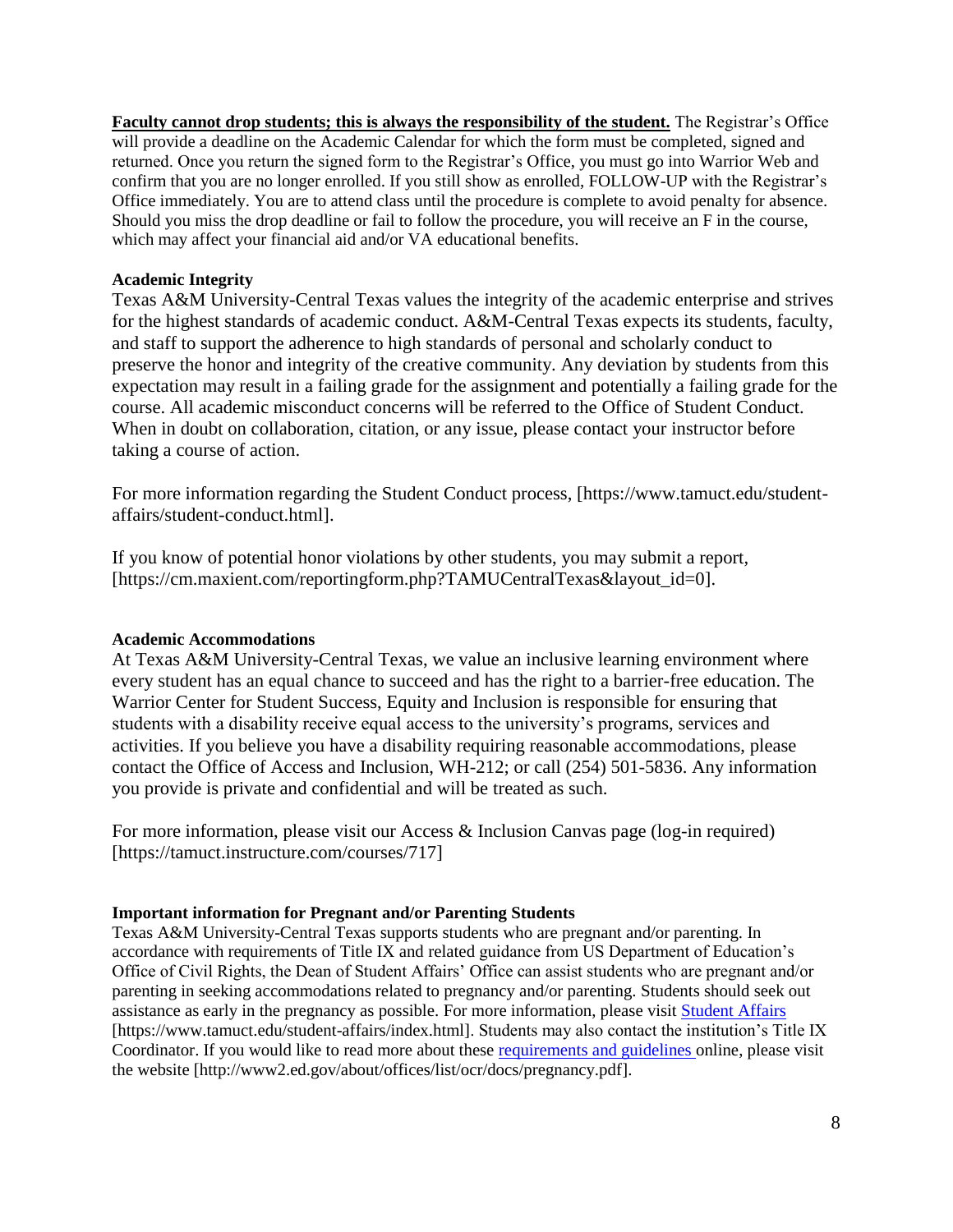**Faculty cannot drop students; this is always the responsibility of the student.** The Registrar's Office will provide a deadline on the Academic Calendar for which the form must be completed, signed and returned. Once you return the signed form to the Registrar's Office, you must go into Warrior Web and confirm that you are no longer enrolled. If you still show as enrolled, FOLLOW-UP with the Registrar's Office immediately. You are to attend class until the procedure is complete to avoid penalty for absence. Should you miss the drop deadline or fail to follow the procedure, you will receive an F in the course, which may affect your financial aid and/or VA educational benefits.

**Academic Integrity**

Texas A&M University-Central Texas values the integrity of the academic enterprise and strives for the highest standards of academic conduct. A&M-Central Texas expects its students, faculty, and staff to support the adherence to high standards of personal and scholarly conduct to preserve the honor and integrity of the creative community. Any deviation by students from this expectation may result in a failing grade for the assignment and potentially a failing grade for the course. All academic misconduct concerns will be referred to the Office of Student Conduct. When in doubt on collaboration, citation, or any issue, please contact your instructor before taking a course of action.

For more information regarding the Student Conduct process, [https://www.tamuct.edu/student-affairs/student-conduct.html].

If you know of potential honor violations by other students, you may submit a report, [https://cm.maxient.com/reportingform.php?TAMUCentralTexas&layout_id=0].

**Academic Accommodations**

At Texas A&M University-Central Texas, we value an inclusive learning environment where every student has an equal chance to succeed and has the right to a barrier-free education. The Warrior Center for Student Success, Equity and Inclusion is responsible for ensuring that students with a disability receive equal access to the university's programs, services and activities. If you believe you have a disability requiring reasonable accommodations, please contact the Office of Access and Inclusion, WH-212; or call (254) 501-5836. Any information you provide is private and confidential and will be treated as such.

For more information, please visit our Access & Inclusion Canvas page (log-in required) [https://tamuct.instructure.com/courses/717]

**Important information for Pregnant and/or Parenting Students**

Texas A&M University-Central Texas supports students who are pregnant and/or parenting. In accordance with requirements of Title IX and related guidance from US Department of Education's Office of Civil Rights, the Dean of Student Affairs' Office can assist students who are pregnant and/or parenting in seeking accommodations related to pregnancy and/or parenting. Students should seek out assistance as early in the pregnancy as possible. For more information, please visit Student Affairs [https://www.tamuct.edu/student-affairs/index.html]. Students may also contact the institution's Title IX Coordinator. If you would like to read more about these requirements and guidelines online, please visit the website [http://www2.ed.gov/about/offices/list/ocr/docs/pregnancy.pdf].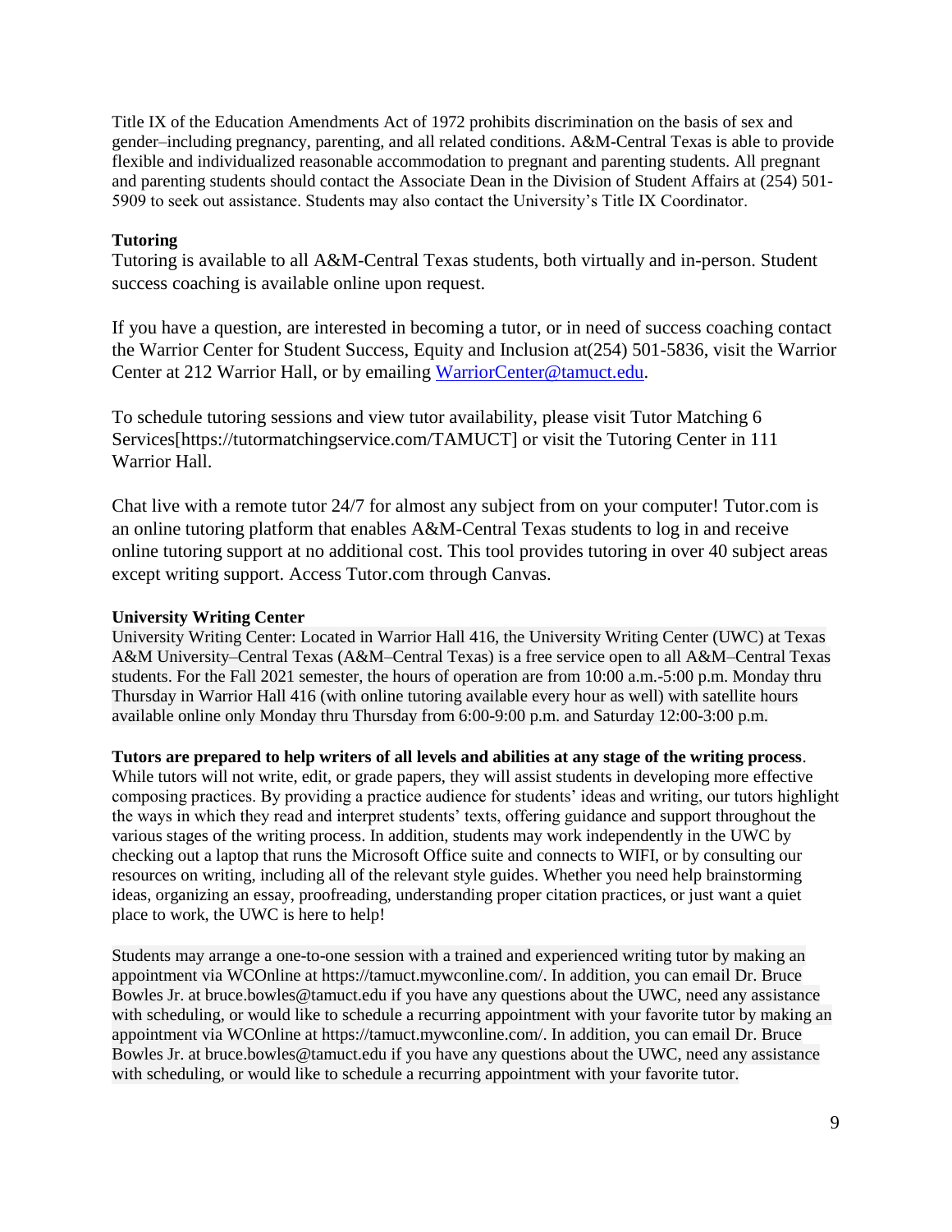Title IX of the Education Amendments Act of 1972 prohibits discrimination on the basis of sex and gender–including pregnancy, parenting, and all related conditions. A&M-Central Texas is able to provide flexible and individualized reasonable accommodation to pregnant and parenting students. All pregnant and parenting students should contact the Associate Dean in the Division of Student Affairs at (254) 501-5909 to seek out assistance. Students may also contact the University's Title IX Coordinator.

**Tutoring**

Tutoring is available to all A&M-Central Texas students, both virtually and in-person. Student success coaching is available online upon request.

If you have a question, are interested in becoming a tutor, or in need of success coaching contact the Warrior Center for Student Success, Equity and Inclusion at(254) 501-5836, visit the Warrior Center at 212 Warrior Hall, or by emailing WarriorCenter@tamuct.edu.

To schedule tutoring sessions and view tutor availability, please visit Tutor Matching 6 Services[https://tutormatchingservice.com/TAMUCT] or visit the Tutoring Center in 111 Warrior Hall.

Chat live with a remote tutor 24/7 for almost any subject from on your computer! Tutor.com is an online tutoring platform that enables A&M-Central Texas students to log in and receive online tutoring support at no additional cost. This tool provides tutoring in over 40 subject areas except writing support. Access Tutor.com through Canvas.

**University Writing Center**

University Writing Center: Located in Warrior Hall 416, the University Writing Center (UWC) at Texas A&M University–Central Texas (A&M–Central Texas) is a free service open to all A&M–Central Texas students. For the Fall 2021 semester, the hours of operation are from 10:00 a.m.-5:00 p.m. Monday thru Thursday in Warrior Hall 416 (with online tutoring available every hour as well) with satellite hours available online only Monday thru Thursday from 6:00-9:00 p.m. and Saturday 12:00-3:00 p.m.

**Tutors are prepared to help writers of all levels and abilities at any stage of the writing process**. While tutors will not write, edit, or grade papers, they will assist students in developing more effective composing practices. By providing a practice audience for students' ideas and writing, our tutors highlight the ways in which they read and interpret students' texts, offering guidance and support throughout the various stages of the writing process. In addition, students may work independently in the UWC by checking out a laptop that runs the Microsoft Office suite and connects to WIFI, or by consulting our resources on writing, including all of the relevant style guides. Whether you need help brainstorming ideas, organizing an essay, proofreading, understanding proper citation practices, or just want a quiet place to work, the UWC is here to help!

Students may arrange a one-to-one session with a trained and experienced writing tutor by making an appointment via WCOnline at https://tamuct.mywconline.com/. In addition, you can email Dr. Bruce Bowles Jr. at bruce.bowles@tamuct.edu if you have any questions about the UWC, need any assistance with scheduling, or would like to schedule a recurring appointment with your favorite tutor by making an appointment via WCOnline at https://tamuct.mywconline.com/. In addition, you can email Dr. Bruce Bowles Jr. at bruce.bowles@tamuct.edu if you have any questions about the UWC, need any assistance with scheduling, or would like to schedule a recurring appointment with your favorite tutor.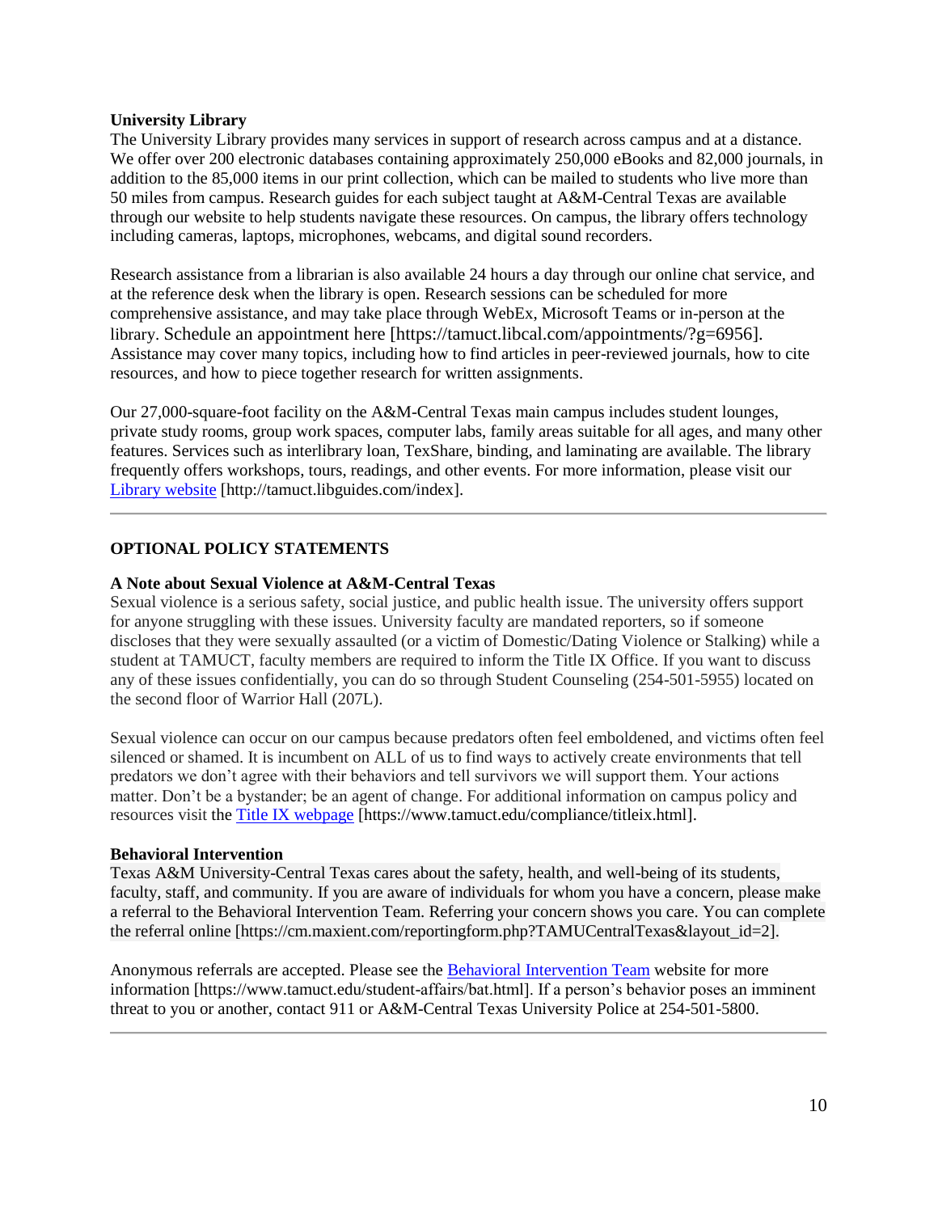**University Library**

The University Library provides many services in support of research across campus and at a distance. We offer over 200 electronic databases containing approximately 250,000 eBooks and 82,000 journals, in addition to the 85,000 items in our print collection, which can be mailed to students who live more than 50 miles from campus. Research guides for each subject taught at A&M-Central Texas are available through our website to help students navigate these resources. On campus, the library offers technology including cameras, laptops, microphones, webcams, and digital sound recorders.

Research assistance from a librarian is also available 24 hours a day through our online chat service, and at the reference desk when the library is open. Research sessions can be scheduled for more comprehensive assistance, and may take place through WebEx, Microsoft Teams or in-person at the library. Schedule an appointment here [https://tamuct.libcal.com/appointments/?g=6956]. Assistance may cover many topics, including how to find articles in peer-reviewed journals, how to cite resources, and how to piece together research for written assignments.

Our 27,000-square-foot facility on the A&M-Central Texas main campus includes student lounges, private study rooms, group work spaces, computer labs, family areas suitable for all ages, and many other features. Services such as interlibrary loan, TexShare, binding, and laminating are available. The library frequently offers workshops, tours, readings, and other events. For more information, please visit our Library website [http://tamuct.libguides.com/index].

---

## OPTIONAL POLICY STATEMENTS

**A Note about Sexual Violence at A&M-Central Texas**

Sexual violence is a serious safety, social justice, and public health issue. The university offers support for anyone struggling with these issues. University faculty are mandated reporters, so if someone discloses that they were sexually assaulted (or a victim of Domestic/Dating Violence or Stalking) while a student at TAMUCT, faculty members are required to inform the Title IX Office. If you want to discuss any of these issues confidentially, you can do so through Student Counseling (254-501-5955) located on the second floor of Warrior Hall (207L).

Sexual violence can occur on our campus because predators often feel emboldened, and victims often feel silenced or shamed. It is incumbent on ALL of us to find ways to actively create environments that tell predators we don't agree with their behaviors and tell survivors we will support them. Your actions matter. Don't be a bystander; be an agent of change. For additional information on campus policy and resources visit the Title IX webpage [https://www.tamuct.edu/compliance/titleix.html].

**Behavioral Intervention**

Texas A&M University-Central Texas cares about the safety, health, and well-being of its students, faculty, staff, and community. If you are aware of individuals for whom you have a concern, please make a referral to the Behavioral Intervention Team. Referring your concern shows you care. You can complete the referral online [https://cm.maxient.com/reportingform.php?TAMUCentralTexas&layout_id=2].

Anonymous referrals are accepted. Please see the Behavioral Intervention Team website for more information [https://www.tamuct.edu/student-affairs/bat.html]. If a person's behavior poses an imminent threat to you or another, contact 911 or A&M-Central Texas University Police at 254-501-5800.

---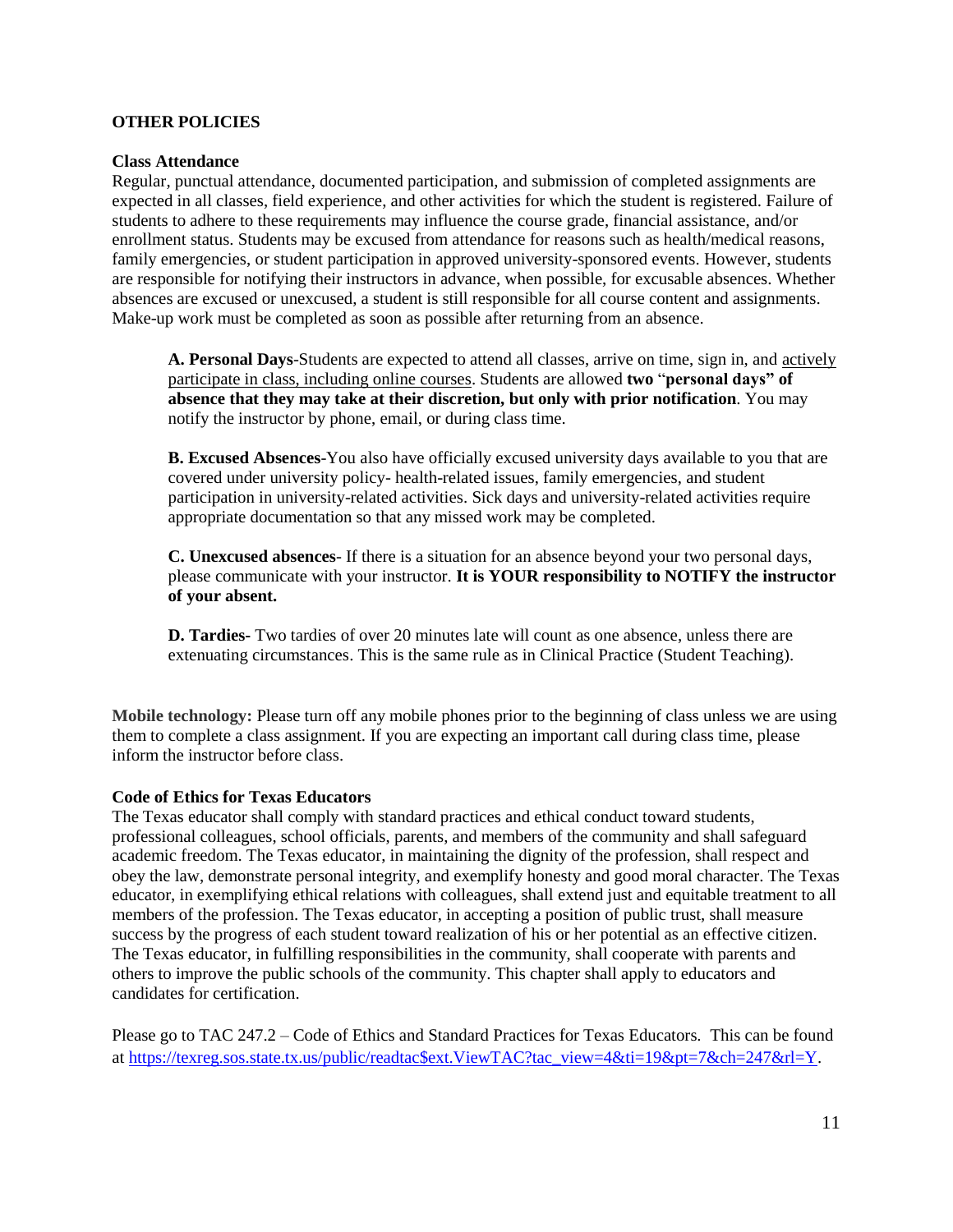## OTHER POLICIES

### Class Attendance

Regular, punctual attendance, documented participation, and submission of completed assignments are expected in all classes, field experience, and other activities for which the student is registered. Failure of students to adhere to these requirements may influence the course grade, financial assistance, and/or enrollment status. Students may be excused from attendance for reasons such as health/medical reasons, family emergencies, or student participation in approved university-sponsored events. However, students are responsible for notifying their instructors in advance, when possible, for excusable absences. Whether absences are excused or unexcused, a student is still responsible for all course content and assignments. Make-up work must be completed as soon as possible after returning from an absence.

> **A. Personal Days**-Students are expected to attend all classes, arrive on time, sign in, and actively participate in class, including online courses. Students are allowed **two "personal days" of absence that they may take at their discretion, but only with prior notification**. You may notify the instructor by phone, email, or during class time.
>
> **B. Excused Absences**-You also have officially excused university days available to you that are covered under university policy- health-related issues, family emergencies, and student participation in university-related activities. Sick days and university-related activities require appropriate documentation so that any missed work may be completed.
>
> **C. Unexcused absences**- If there is a situation for an absence beyond your two personal days, please communicate with your instructor. **It is YOUR responsibility to NOTIFY the instructor of your absent.**
>
> **D. Tardies-** Two tardies of over 20 minutes late will count as one absence, unless there are extenuating circumstances. This is the same rule as in Clinical Practice (Student Teaching).

**Mobile technology:** Please turn off any mobile phones prior to the beginning of class unless we are using them to complete a class assignment. If you are expecting an important call during class time, please inform the instructor before class.

### Code of Ethics for Texas Educators

The Texas educator shall comply with standard practices and ethical conduct toward students, professional colleagues, school officials, parents, and members of the community and shall safeguard academic freedom. The Texas educator, in maintaining the dignity of the profession, shall respect and obey the law, demonstrate personal integrity, and exemplify honesty and good moral character. The Texas educator, in exemplifying ethical relations with colleagues, shall extend just and equitable treatment to all members of the profession. The Texas educator, in accepting a position of public trust, shall measure success by the progress of each student toward realization of his or her potential as an effective citizen. The Texas educator, in fulfilling responsibilities in the community, shall cooperate with parents and others to improve the public schools of the community. This chapter shall apply to educators and candidates for certification.

Please go to TAC 247.2 – Code of Ethics and Standard Practices for Texas Educators. This can be found at https://texreg.sos.state.tx.us/public/readtac$ext.ViewTAC?tac_view=4&ti=19&pt=7&ch=247&rl=Y.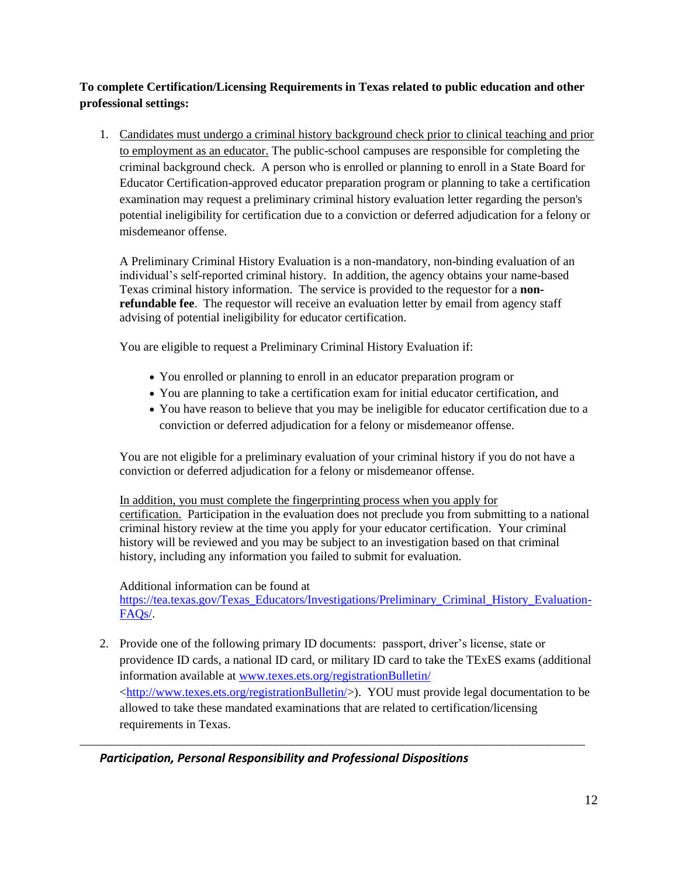**To complete Certification/Licensing Requirements in Texas related to public education and other professional settings:**

1. Candidates must undergo a criminal history background check prior to clinical teaching and prior to employment as an educator. The public-school campuses are responsible for completing the criminal background check. A person who is enrolled or planning to enroll in a State Board for Educator Certification-approved educator preparation program or planning to take a certification examination may request a preliminary criminal history evaluation letter regarding the person's potential ineligibility for certification due to a conviction or deferred adjudication for a felony or misdemeanor offense.

   A Preliminary Criminal History Evaluation is a non-mandatory, non-binding evaluation of an individual's self-reported criminal history. In addition, the agency obtains your name-based Texas criminal history information. The service is provided to the requestor for a **non-refundable fee**. The requestor will receive an evaluation letter by email from agency staff advising of potential ineligibility for educator certification.

   You are eligible to request a Preliminary Criminal History Evaluation if:

   - You enrolled or planning to enroll in an educator preparation program or
   - You are planning to take a certification exam for initial educator certification, and
   - You have reason to believe that you may be ineligible for educator certification due to a conviction or deferred adjudication for a felony or misdemeanor offense.

   You are not eligible for a preliminary evaluation of your criminal history if you do not have a conviction or deferred adjudication for a felony or misdemeanor offense.

   In addition, you must complete the fingerprinting process when you apply for certification. Participation in the evaluation does not preclude you from submitting to a national criminal history review at the time you apply for your educator certification. Your criminal history will be reviewed and you may be subject to an investigation based on that criminal history, including any information you failed to submit for evaluation.

   Additional information can be found at https://tea.texas.gov/Texas_Educators/Investigations/Preliminary_Criminal_History_Evaluation-FAQs/.

2. Provide one of the following primary ID documents: passport, driver's license, state or providence ID cards, a national ID card, or military ID card to take the TExES exams (additional information available at www.texes.ets.org/registrationBulletin/ <http://www.texes.ets.org/registrationBulletin/>). YOU must provide legal documentation to be allowed to take these mandated examinations that are related to certification/licensing requirements in Texas.

***Participation, Personal Responsibility and Professional Dispositions***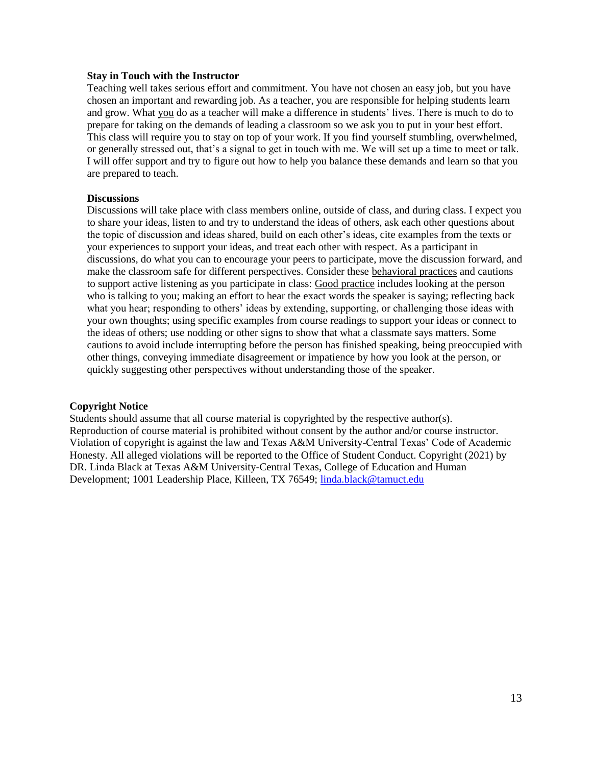### Stay in Touch with the Instructor

Teaching well takes serious effort and commitment. You have not chosen an easy job, but you have chosen an important and rewarding job. As a teacher, you are responsible for helping students learn and grow. What you do as a teacher will make a difference in students' lives. There is much to do to prepare for taking on the demands of leading a classroom so we ask you to put in your best effort. This class will require you to stay on top of your work. If you find yourself stumbling, overwhelmed, or generally stressed out, that's a signal to get in touch with me. We will set up a time to meet or talk. I will offer support and try to figure out how to help you balance these demands and learn so that you are prepared to teach.

### Discussions

Discussions will take place with class members online, outside of class, and during class. I expect you to share your ideas, listen to and try to understand the ideas of others, ask each other questions about the topic of discussion and ideas shared, build on each other's ideas, cite examples from the texts or your experiences to support your ideas, and treat each other with respect. As a participant in discussions, do what you can to encourage your peers to participate, move the discussion forward, and make the classroom safe for different perspectives. Consider these behavioral practices and cautions to support active listening as you participate in class: Good practice includes looking at the person who is talking to you; making an effort to hear the exact words the speaker is saying; reflecting back what you hear; responding to others' ideas by extending, supporting, or challenging those ideas with your own thoughts; using specific examples from course readings to support your ideas or connect to the ideas of others; use nodding or other signs to show that what a classmate says matters. Some cautions to avoid include interrupting before the person has finished speaking, being preoccupied with other things, conveying immediate disagreement or impatience by how you look at the person, or quickly suggesting other perspectives without understanding those of the speaker.

## Copyright Notice

Students should assume that all course material is copyrighted by the respective author(s). Reproduction of course material is prohibited without consent by the author and/or course instructor. Violation of copyright is against the law and Texas A&M University-Central Texas' Code of Academic Honesty. All alleged violations will be reported to the Office of Student Conduct. Copyright (2021) by DR. Linda Black at Texas A&M University-Central Texas, College of Education and Human Development; 1001 Leadership Place, Killeen, TX 76549; linda.black@tamuct.edu